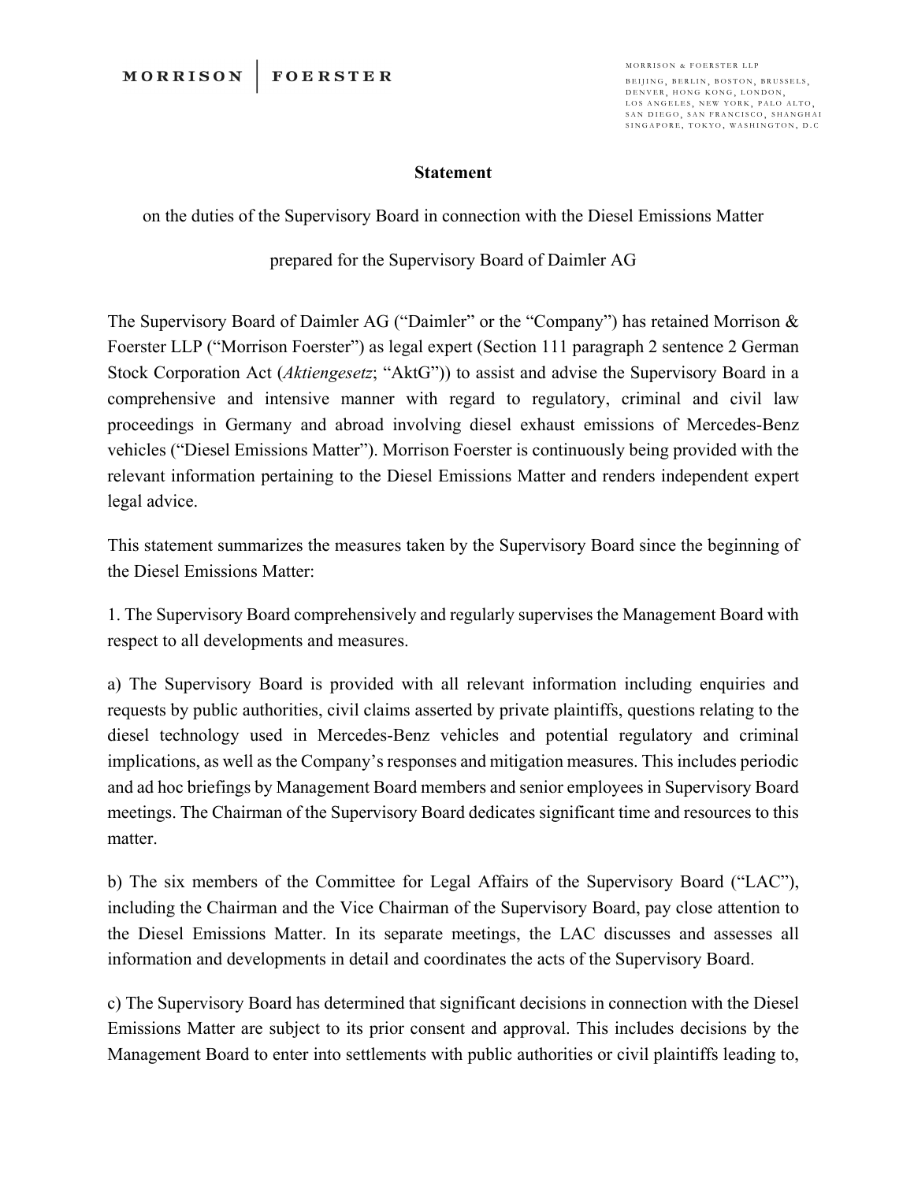# Statement

on the duties of the Supervisory Board in connection with the Diesel Emissions Matter

prepared for the Supervisory Board of Daimler AG

The Supervisory Board of Daimler AG ("Daimler" or the "Company") has retained Morrison & Foerster LLP ("Morrison Foerster") as legal expert (Section 111 paragraph 2 sentence 2 German Stock Corporation Act (*Aktiengesetz*; "AktG")) to assist and advise the Supervisory Board in a comprehensive and intensive manner with regard to regulatory, criminal and civil law proceedings in Germany and abroad involving diesel exhaust emissions of Mercedes-Benz vehicles ("Diesel Emissions Matter"). Morrison Foerster is continuously being provided with the relevant information pertaining to the Diesel Emissions Matter and renders independent expert legal advice.

This statement summarizes the measures taken by the Supervisory Board since the beginning of the Diesel Emissions Matter:

1. The Supervisory Board comprehensively and regularly supervises the Management Board with respect to all developments and measures.

a) The Supervisory Board is provided with all relevant information including enquiries and requests by public authorities, civil claims asserted by private plaintiffs, questions relating to the diesel technology used in Mercedes-Benz vehicles and potential regulatory and criminal implications, as well as the Company's responses and mitigation measures. This includes periodic and ad hoc briefings by Management Board members and senior employees in Supervisory Board meetings. The Chairman of the Supervisory Board dedicates significant time and resources to this matter.

b) The six members of the Committee for Legal Affairs of the Supervisory Board ("LAC"), including the Chairman and the Vice Chairman of the Supervisory Board, pay close attention to the Diesel Emissions Matter. In its separate meetings, the LAC discusses and assesses all information and developments in detail and coordinates the acts of the Supervisory Board.

c) The Supervisory Board has determined that significant decisions in connection with the Diesel Emissions Matter are subject to its prior consent and approval. This includes decisions by the Management Board to enter into settlements with public authorities or civil plaintiffs leading to,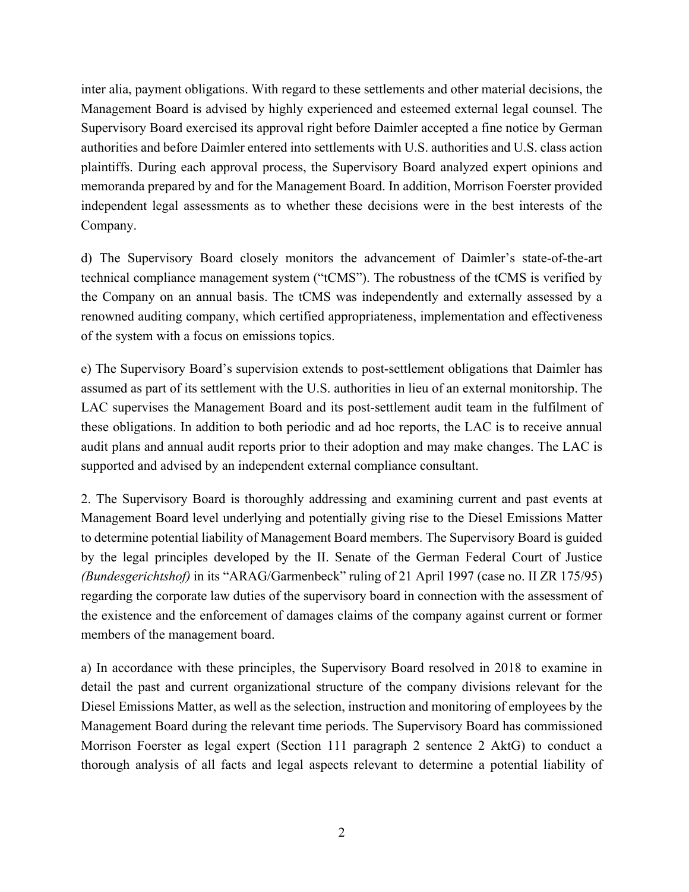inter alia, payment obligations. With regard to these settlements and other material decisions, the Management Board is advised by highly experienced and esteemed external legal counsel. The Supervisory Board exercised its approval right before Daimler accepted a fine notice by German authorities and before Daimler entered into settlements with U.S. authorities and U.S. class action plaintiffs. During each approval process, the Supervisory Board analyzed expert opinions and memoranda prepared by and for the Management Board. In addition, Morrison Foerster provided independent legal assessments as to whether these decisions were in the best interests of the Company.

d) The Supervisory Board closely monitors the advancement of Daimler's state-of-the-art technical compliance management system ("tCMS"). The robustness of the tCMS is verified by the Company on an annual basis. The tCMS was independently and externally assessed by a renowned auditing company, which certified appropriateness, implementation and effectiveness of the system with a focus on emissions topics.

e) The Supervisory Board's supervision extends to post-settlement obligations that Daimler has assumed as part of its settlement with the U.S. authorities in lieu of an external monitorship. The LAC supervises the Management Board and its post-settlement audit team in the fulfilment of these obligations. In addition to both periodic and ad hoc reports, the LAC is to receive annual audit plans and annual audit reports prior to their adoption and may make changes. The LAC is supported and advised by an independent external compliance consultant.

2. The Supervisory Board is thoroughly addressing and examining current and past events at Management Board level underlying and potentially giving rise to the Diesel Emissions Matter to determine potential liability of Management Board members. The Supervisory Board is guided by the legal principles developed by the II. Senate of the German Federal Court of Justice *(Bundesgerichtshof)* in its "ARAG/Garmenbeck" ruling of 21 April 1997 (case no. II ZR 175/95) regarding the corporate law duties of the supervisory board in connection with the assessment of the existence and the enforcement of damages claims of the company against current or former members of the management board.

a) In accordance with these principles, the Supervisory Board resolved in 2018 to examine in detail the past and current organizational structure of the company divisions relevant for the Diesel Emissions Matter, as well as the selection, instruction and monitoring of employees by the Management Board during the relevant time periods. The Supervisory Board has commissioned Morrison Foerster as legal expert (Section 111 paragraph 2 sentence 2 AktG) to conduct a thorough analysis of all facts and legal aspects relevant to determine a potential liability of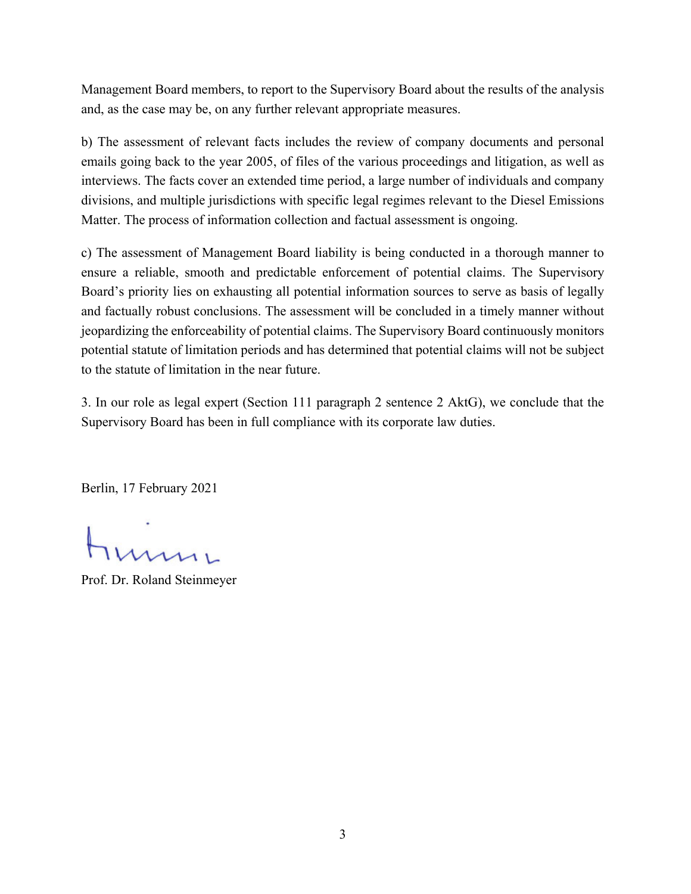Management Board members, to report to the Supervisory Board about the results of the analysis and, as the case may be, on any further relevant appropriate measures.

b) The assessment of relevant facts includes the review of company documents and personal emails going back to the year 2005, of files of the various proceedings and litigation, as well as interviews. The facts cover an extended time period, a large number of individuals and company divisions, and multiple jurisdictions with specific legal regimes relevant to the Diesel Emissions Matter. The process of information collection and factual assessment is ongoing.

c) The assessment of Management Board liability is being conducted in a thorough manner to ensure a reliable, smooth and predictable enforcement of potential claims. The Supervisory Board's priority lies on exhausting all potential information sources to serve as basis of legally and factually robust conclusions. The assessment will be concluded in a timely manner without jeopardizing the enforceability of potential claims. The Supervisory Board continuously monitors potential statute of limitation periods and has determined that potential claims will not be subject to the statute of limitation in the near future.

3. In our role as legal expert (Section 111 paragraph 2 sentence 2 AktG), we conclude that the Supervisory Board has been in full compliance with its corporate law duties.

Berlin, 17 February 2021

Prof. Dr. Roland Steinmeyer